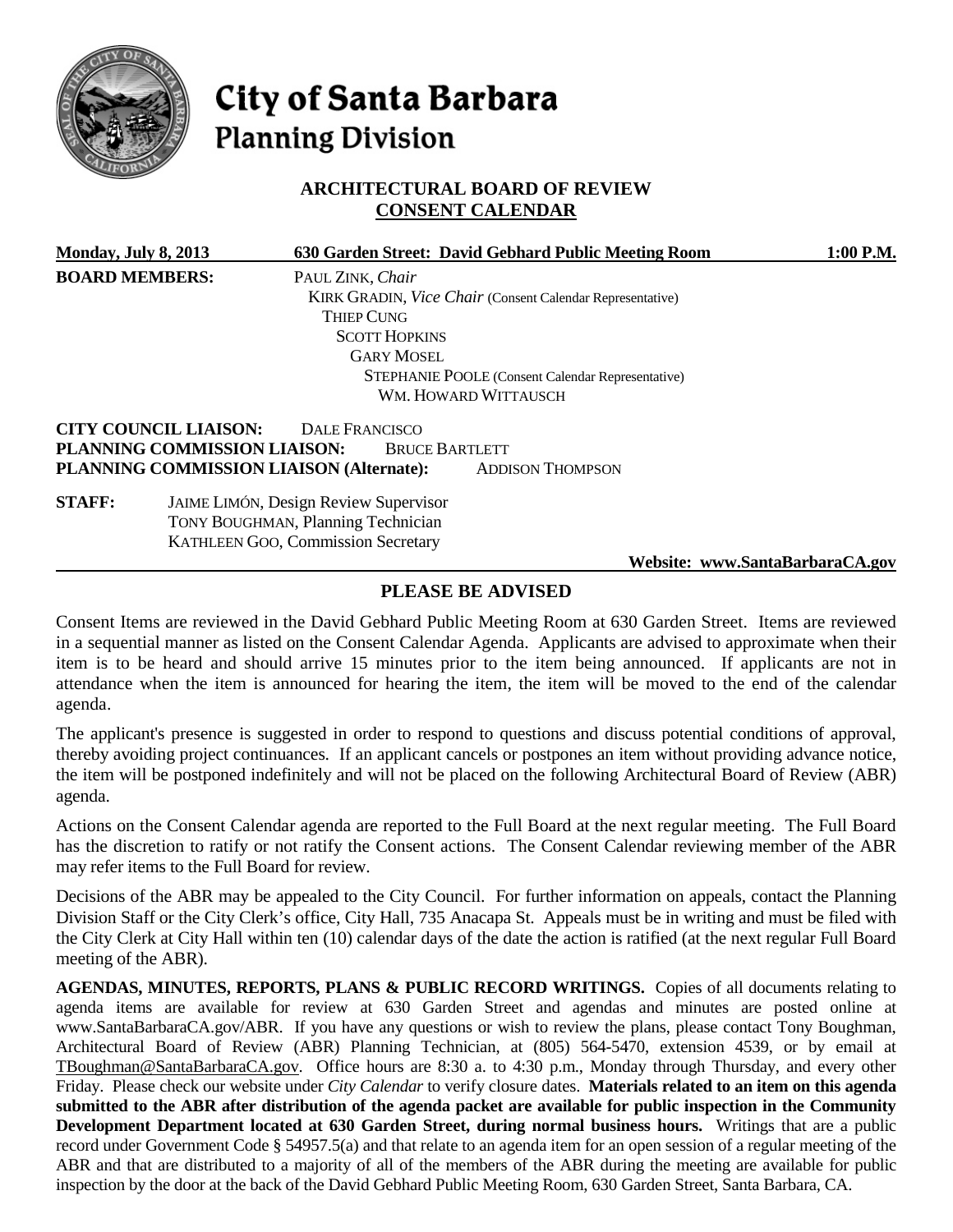# City of Santa Barbara
## Planning Division

### ARCHITECTURAL BOARD OF REVIEW
### CONSENT CALENDAR

**Monday, July 8, 2013** **630 Garden Street: David Gebhard Public Meeting Room** **1:00 P.M.**

**BOARD MEMBERS:**
PAUL ZINK, *Chair*
KIRK GRADIN, *Vice Chair* (Consent Calendar Representative)
THIEP CUNG
SCOTT HOPKINS
GARY MOSEL
STEPHANIE POOLE (Consent Calendar Representative)
WM. HOWARD WITTAUSCH

**CITY COUNCIL LIAISON:** DALE FRANCISCO
**PLANNING COMMISSION LIAISON:** BRUCE BARTLETT
**PLANNING COMMISSION LIAISON (Alternate):** ADDISON THOMPSON

**STAFF:**
JAIME LIMÓN, Design Review Supervisor
TONY BOUGHMAN, Planning Technician
KATHLEEN GOO, Commission Secretary

**Website: www.SantaBarbaraCA.gov**

## PLEASE BE ADVISED

Consent Items are reviewed in the David Gebhard Public Meeting Room at 630 Garden Street. Items are reviewed in a sequential manner as listed on the Consent Calendar Agenda. Applicants are advised to approximate when their item is to be heard and should arrive 15 minutes prior to the item being announced. If applicants are not in attendance when the item is announced for hearing the item, the item will be moved to the end of the calendar agenda.

The applicant's presence is suggested in order to respond to questions and discuss potential conditions of approval, thereby avoiding project continuances. If an applicant cancels or postpones an item without providing advance notice, the item will be postponed indefinitely and will not be placed on the following Architectural Board of Review (ABR) agenda.

Actions on the Consent Calendar agenda are reported to the Full Board at the next regular meeting. The Full Board has the discretion to ratify or not ratify the Consent actions. The Consent Calendar reviewing member of the ABR may refer items to the Full Board for review.

Decisions of the ABR may be appealed to the City Council. For further information on appeals, contact the Planning Division Staff or the City Clerk's office, City Hall, 735 Anacapa St. Appeals must be in writing and must be filed with the City Clerk at City Hall within ten (10) calendar days of the date the action is ratified (at the next regular Full Board meeting of the ABR).

**AGENDAS, MINUTES, REPORTS, PLANS & PUBLIC RECORD WRITINGS.** Copies of all documents relating to agenda items are available for review at 630 Garden Street and agendas and minutes are posted online at www.SantaBarbaraCA.gov/ABR. If you have any questions or wish to review the plans, please contact Tony Boughman, Architectural Board of Review (ABR) Planning Technician, at (805) 564-5470, extension 4539, or by email at TBoughman@SantaBarbaraCA.gov. Office hours are 8:30 a. to 4:30 p.m., Monday through Thursday, and every other Friday. Please check our website under *City Calendar* to verify closure dates. **Materials related to an item on this agenda submitted to the ABR after distribution of the agenda packet are available for public inspection in the Community Development Department located at 630 Garden Street, during normal business hours.** Writings that are a public record under Government Code § 54957.5(a) and that relate to an agenda item for an open session of a regular meeting of the ABR and that are distributed to a majority of all of the members of the ABR during the meeting are available for public inspection by the door at the back of the David Gebhard Public Meeting Room, 630 Garden Street, Santa Barbara, CA.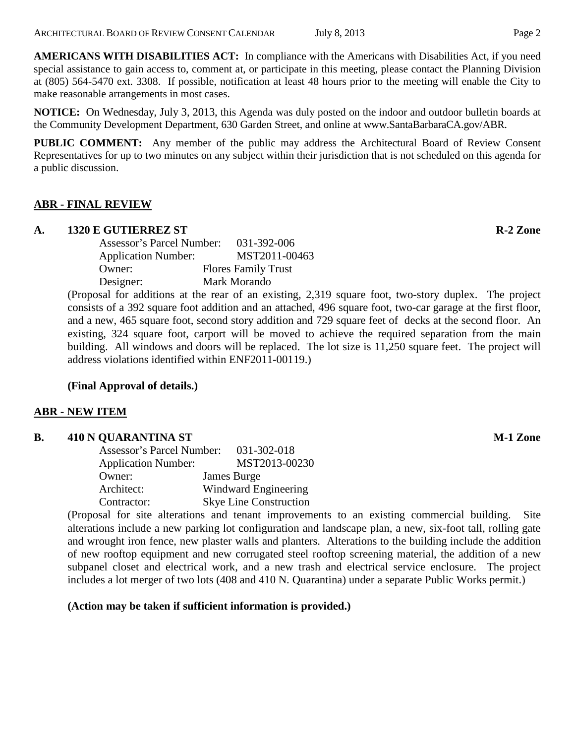**AMERICANS WITH DISABILITIES ACT:** In compliance with the Americans with Disabilities Act, if you need special assistance to gain access to, comment at, or participate in this meeting, please contact the Planning Division at (805) 564-5470 ext. 3308. If possible, notification at least 48 hours prior to the meeting will enable the City to make reasonable arrangements in most cases.

**NOTICE:** On Wednesday, July 3, 2013, this Agenda was duly posted on the indoor and outdoor bulletin boards at the Community Development Department, 630 Garden Street, and online at www.SantaBarbaraCA.gov/ABR.

**PUBLIC COMMENT:** Any member of the public may address the Architectural Board of Review Consent Representatives for up to two minutes on any subject within their jurisdiction that is not scheduled on this agenda for a public discussion.

## ABR - FINAL REVIEW

**A. 1320 E GUTIERREZ ST** **R-2 Zone**

Assessor's Parcel Number: 031-392-006
Application Number: MST2011-00463
Owner: Flores Family Trust
Designer: Mark Morando

(Proposal for additions at the rear of an existing, 2,319 square foot, two-story duplex. The project consists of a 392 square foot addition and an attached, 496 square foot, two-car garage at the first floor, and a new, 465 square foot, second story addition and 729 square feet of decks at the second floor. An existing, 324 square foot, carport will be moved to achieve the required separation from the main building. All windows and doors will be replaced. The lot size is 11,250 square feet. The project will address violations identified within ENF2011-00119.)

**(Final Approval of details.)**

## ABR - NEW ITEM

**B. 410 N QUARANTINA ST** **M-1 Zone**

Assessor's Parcel Number: 031-302-018
Application Number: MST2013-00230
Owner: James Burge
Architect: Windward Engineering
Contractor: Skye Line Construction

(Proposal for site alterations and tenant improvements to an existing commercial building. Site alterations include a new parking lot configuration and landscape plan, a new, six-foot tall, rolling gate and wrought iron fence, new plaster walls and planters. Alterations to the building include the addition of new rooftop equipment and new corrugated steel rooftop screening material, the addition of a new subpanel closet and electrical work, and a new trash and electrical service enclosure. The project includes a lot merger of two lots (408 and 410 N. Quarantina) under a separate Public Works permit.)

**(Action may be taken if sufficient information is provided.)**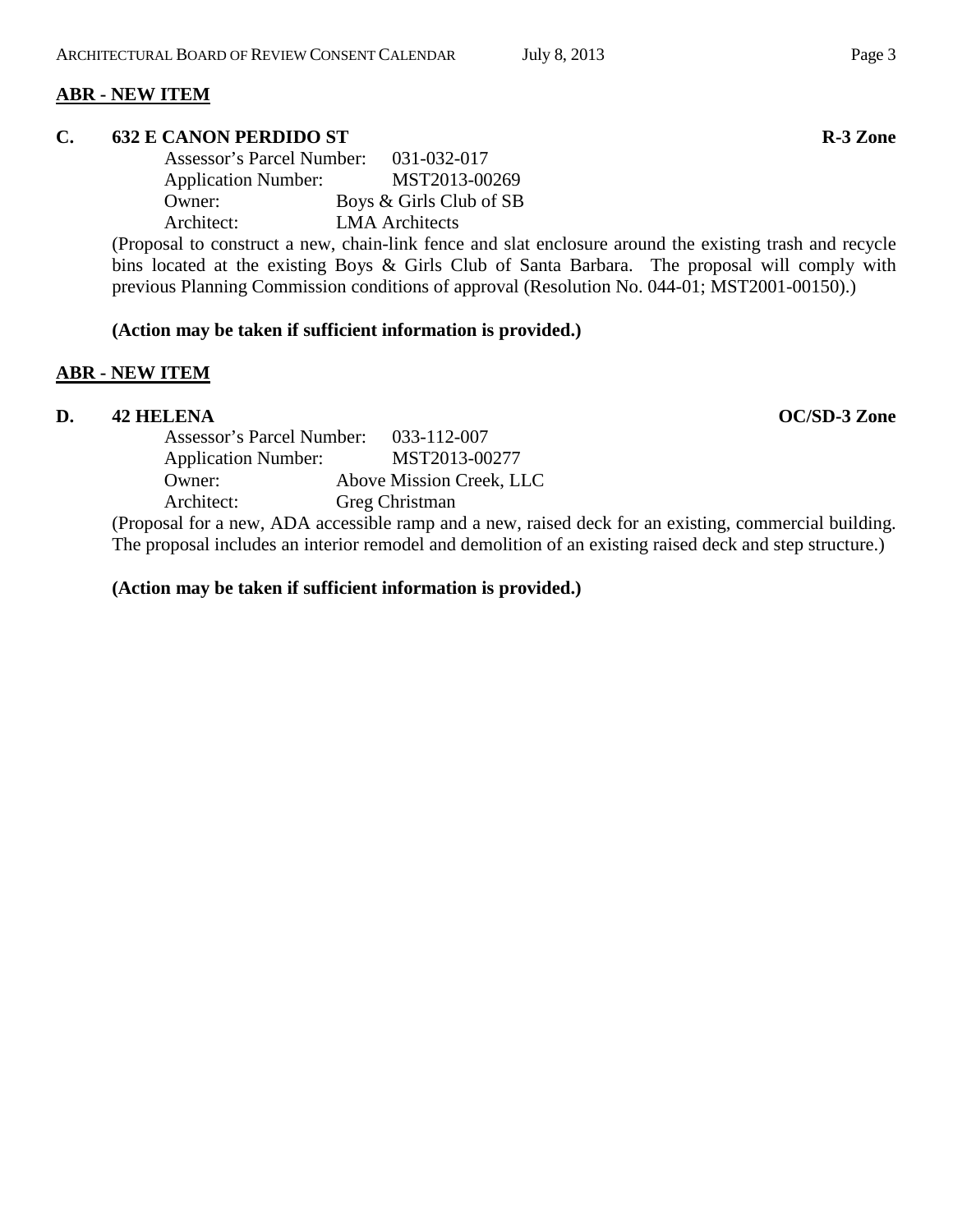**ABR - NEW ITEM**

**C. 632 E CANON PERDIDO ST** **R-3 Zone**

Assessor's Parcel Number: 031-032-017
Application Number: MST2013-00269
Owner: Boys & Girls Club of SB
Architect: LMA Architects

(Proposal to construct a new, chain-link fence and slat enclosure around the existing trash and recycle bins located at the existing Boys & Girls Club of Santa Barbara. The proposal will comply with previous Planning Commission conditions of approval (Resolution No. 044-01; MST2001-00150).)

**(Action may be taken if sufficient information is provided.)**

**ABR - NEW ITEM**

**D. 42 HELENA** **OC/SD-3 Zone**

Assessor's Parcel Number: 033-112-007
Application Number: MST2013-00277
Owner: Above Mission Creek, LLC
Architect: Greg Christman

(Proposal for a new, ADA accessible ramp and a new, raised deck for an existing, commercial building. The proposal includes an interior remodel and demolition of an existing raised deck and step structure.)

**(Action may be taken if sufficient information is provided.)**